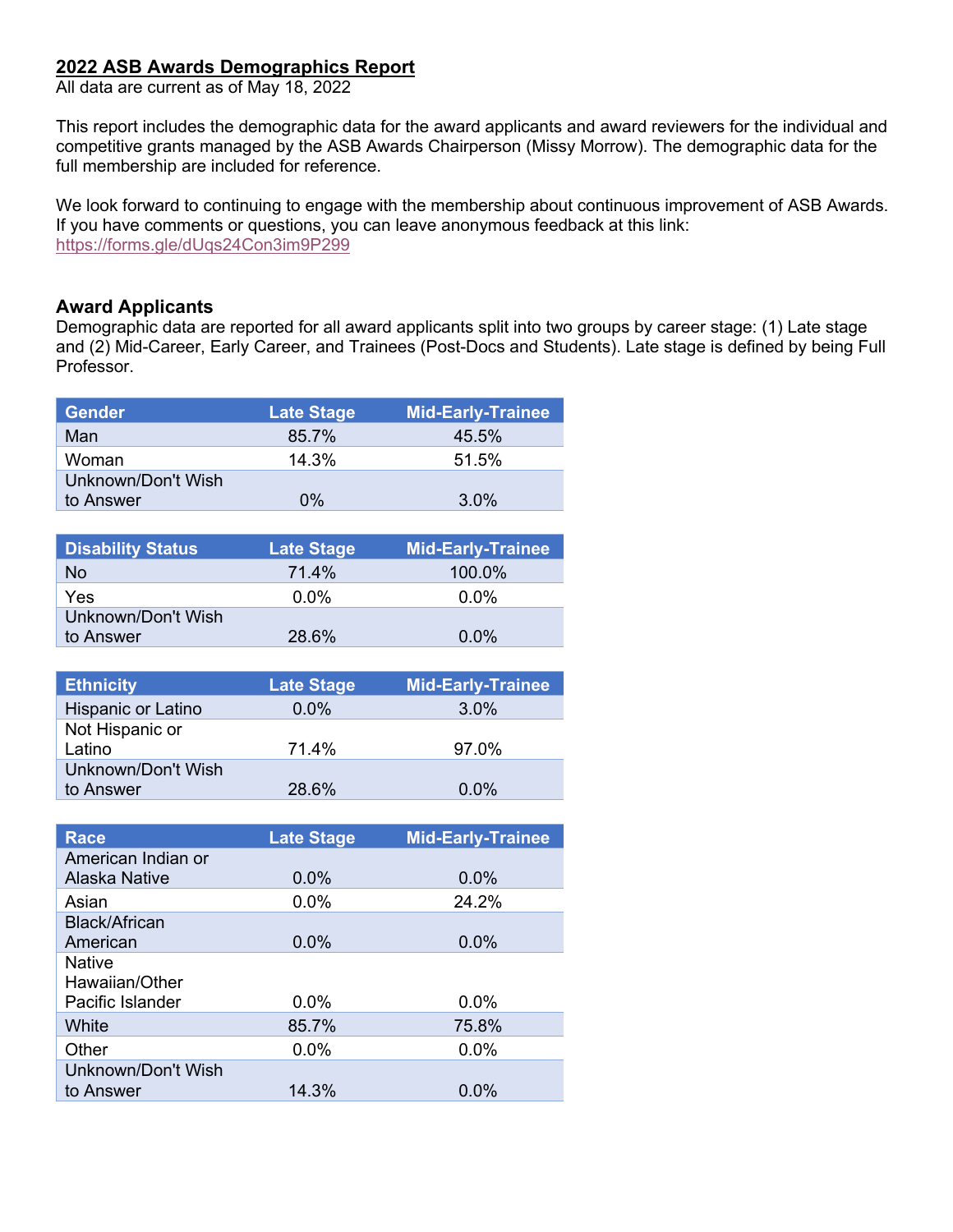## 2022 ASB Awards Demographics Report

All data are current as of May 18, 2022

This report includes the demographic data for the award applicants and award reviewers for the individual and competitive grants managed by the ASB Awards Chairperson (Missy Morrow). The demographic data for the full membership are included for reference.

We look forward to continuing to engage with the membership about continuous improvement of ASB Awards. If you have comments or questions, you can leave anonymous feedback at this link: https://forms.gle/dUqs24Con3im9P299

### Award Applicants

Demographic data are reported for all award applicants split into two groups by career stage: (1) Late stage and (2) Mid-Career, Early Career, and Trainees (Post-Docs and Students). Late stage is defined by being Full Professor.

| Gender | Late Stage | Mid-Early-Trainee |
|---|---|---|
| Man | 85.7% | 45.5% |
| Woman | 14.3% | 51.5% |
| Unknown/Don't Wish to Answer | 0% | 3.0% |

| Disability Status | Late Stage | Mid-Early-Trainee |
|---|---|---|
| No | 71.4% | 100.0% |
| Yes | 0.0% | 0.0% |
| Unknown/Don't Wish to Answer | 28.6% | 0.0% |

| Ethnicity | Late Stage | Mid-Early-Trainee |
|---|---|---|
| Hispanic or Latino | 0.0% | 3.0% |
| Not Hispanic or Latino | 71.4% | 97.0% |
| Unknown/Don't Wish to Answer | 28.6% | 0.0% |

| Race | Late Stage | Mid-Early-Trainee |
|---|---|---|
| American Indian or Alaska Native | 0.0% | 0.0% |
| Asian | 0.0% | 24.2% |
| Black/African American | 0.0% | 0.0% |
| Native Hawaiian/Other Pacific Islander | 0.0% | 0.0% |
| White | 85.7% | 75.8% |
| Other | 0.0% | 0.0% |
| Unknown/Don't Wish to Answer | 14.3% | 0.0% |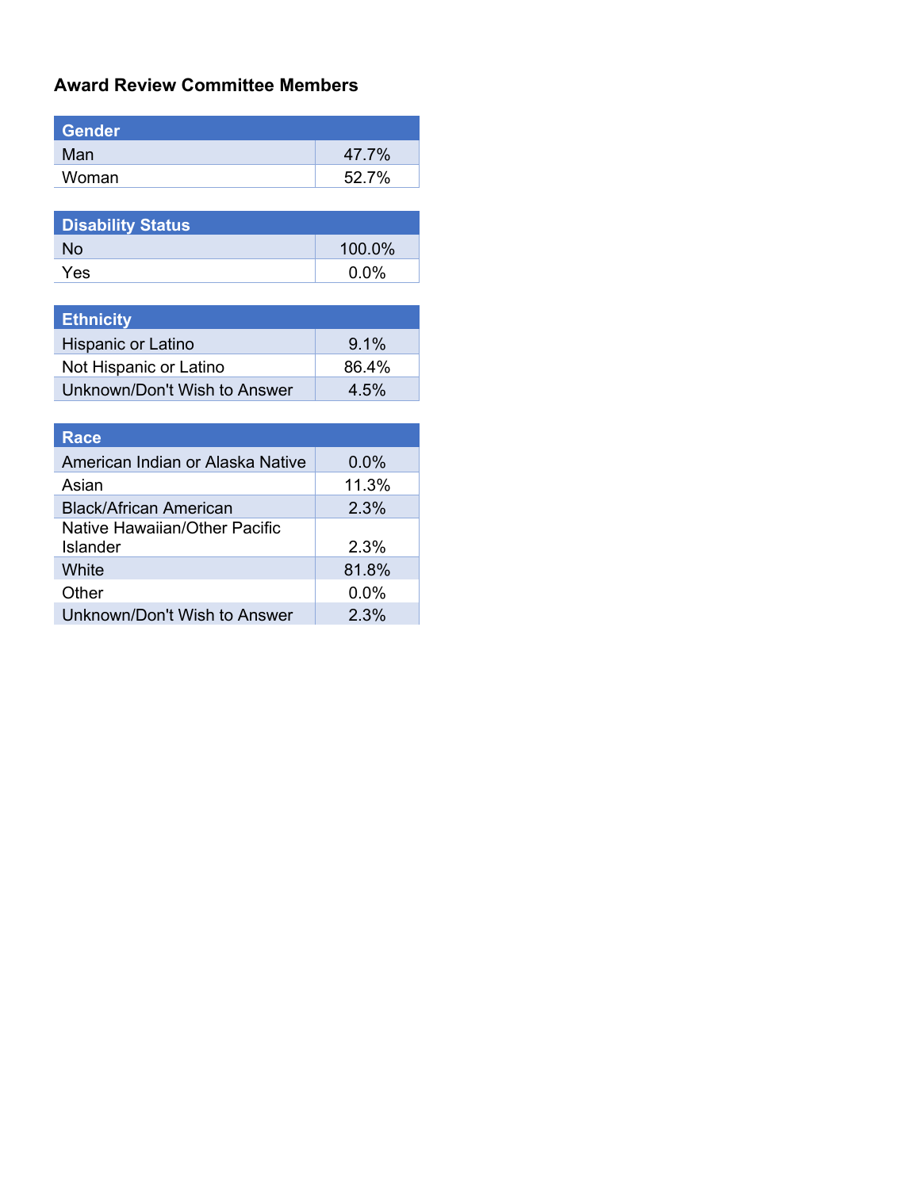### Award Review Committee Members

| Gender | |
|---|---|
| Man | 47.7% |
| Woman | 52.7% |

| Disability Status | |
|---|---|
| No | 100.0% |
| Yes | 0.0% |

| Ethnicity | |
|---|---|
| Hispanic or Latino | 9.1% |
| Not Hispanic or Latino | 86.4% |
| Unknown/Don't Wish to Answer | 4.5% |

| Race | |
|---|---|
| American Indian or Alaska Native | 0.0% |
| Asian | 11.3% |
| Black/African American | 2.3% |
| Native Hawaiian/Other Pacific Islander | 2.3% |
| White | 81.8% |
| Other | 0.0% |
| Unknown/Don't Wish to Answer | 2.3% |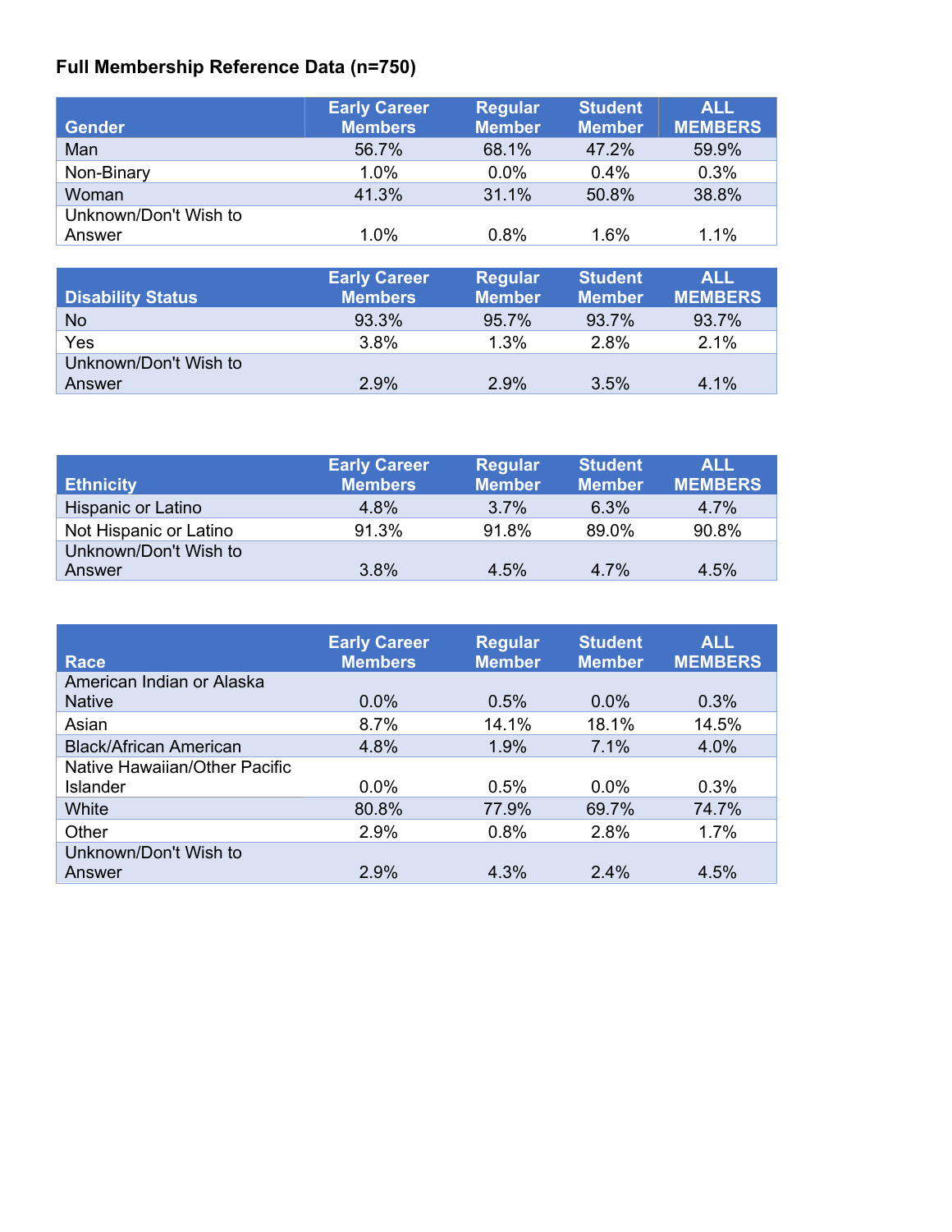### Full Membership Reference Data (n=750)

| Gender | Early Career Members | Regular Member | Student Member | ALL MEMBERS |
|---|---|---|---|---|
| Man | 56.7% | 68.1% | 47.2% | 59.9% |
| Non-Binary | 1.0% | 0.0% | 0.4% | 0.3% |
| Woman | 41.3% | 31.1% | 50.8% | 38.8% |
| Unknown/Don't Wish to Answer | 1.0% | 0.8% | 1.6% | 1.1% |

| Disability Status | Early Career Members | Regular Member | Student Member | ALL MEMBERS |
|---|---|---|---|---|
| No | 93.3% | 95.7% | 93.7% | 93.7% |
| Yes | 3.8% | 1.3% | 2.8% | 2.1% |
| Unknown/Don't Wish to Answer | 2.9% | 2.9% | 3.5% | 4.1% |

| Ethnicity | Early Career Members | Regular Member | Student Member | ALL MEMBERS |
|---|---|---|---|---|
| Hispanic or Latino | 4.8% | 3.7% | 6.3% | 4.7% |
| Not Hispanic or Latino | 91.3% | 91.8% | 89.0% | 90.8% |
| Unknown/Don't Wish to Answer | 3.8% | 4.5% | 4.7% | 4.5% |

| Race | Early Career Members | Regular Member | Student Member | ALL MEMBERS |
|---|---|---|---|---|
| American Indian or Alaska Native | 0.0% | 0.5% | 0.0% | 0.3% |
| Asian | 8.7% | 14.1% | 18.1% | 14.5% |
| Black/African American | 4.8% | 1.9% | 7.1% | 4.0% |
| Native Hawaiian/Other Pacific Islander | 0.0% | 0.5% | 0.0% | 0.3% |
| White | 80.8% | 77.9% | 69.7% | 74.7% |
| Other | 2.9% | 0.8% | 2.8% | 1.7% |
| Unknown/Don't Wish to Answer | 2.9% | 4.3% | 2.4% | 4.5% |